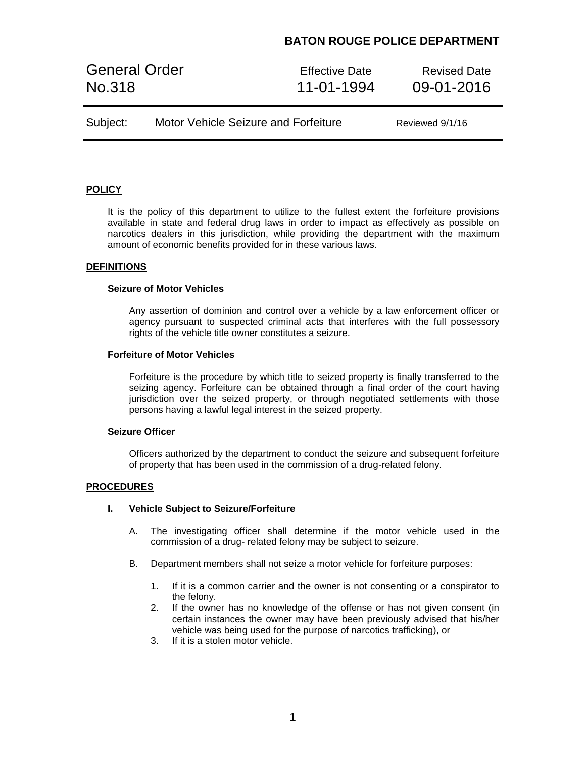# BATON ROUGE POLICE DEPARTMENT

| General Order No.318 | Effective Date 11-01-1994 | Revised Date 09-01-2016 |
|---|---|---|
| Subject: Motor Vehicle Seizure and Forfeiture | | Reviewed 9/1/16 |

## POLICY

It is the policy of this department to utilize to the fullest extent the forfeiture provisions available in state and federal drug laws in order to impact as effectively as possible on narcotics dealers in this jurisdiction, while providing the department with the maximum amount of economic benefits provided for in these various laws.

## DEFINITIONS

### Seizure of Motor Vehicles

Any assertion of dominion and control over a vehicle by a law enforcement officer or agency pursuant to suspected criminal acts that interferes with the full possessory rights of the vehicle title owner constitutes a seizure.

### Forfeiture of Motor Vehicles

Forfeiture is the procedure by which title to seized property is finally transferred to the seizing agency. Forfeiture can be obtained through a final order of the court having jurisdiction over the seized property, or through negotiated settlements with those persons having a lawful legal interest in the seized property.

### Seizure Officer

Officers authorized by the department to conduct the seizure and subsequent forfeiture of property that has been used in the commission of a drug-related felony.

## PROCEDURES

### I. Vehicle Subject to Seizure/Forfeiture

A. The investigating officer shall determine if the motor vehicle used in the commission of a drug- related felony may be subject to seizure.

B. Department members shall not seize a motor vehicle for forfeiture purposes:

1. If it is a common carrier and the owner is not consenting or a conspirator to the felony.
2. If the owner has no knowledge of the offense or has not given consent (in certain instances the owner may have been previously advised that his/her vehicle was being used for the purpose of narcotics trafficking), or
3. If it is a stolen motor vehicle.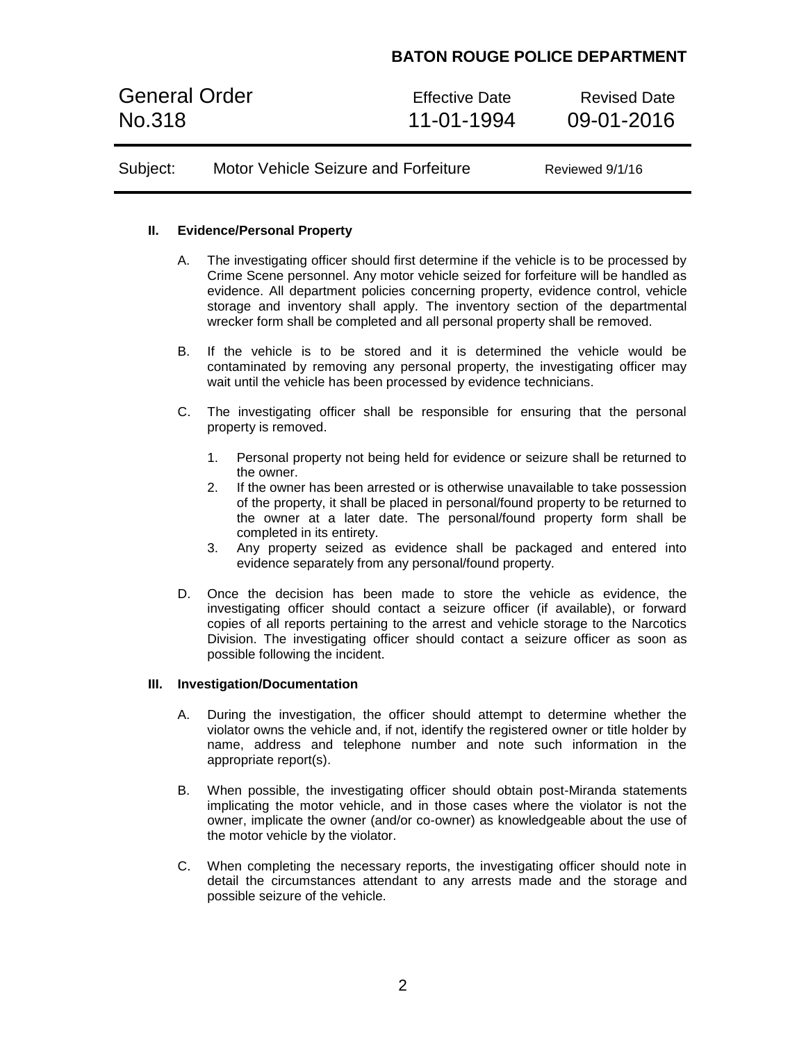## II. Evidence/Personal Property

A. The investigating officer should first determine if the vehicle is to be processed by Crime Scene personnel. Any motor vehicle seized for forfeiture will be handled as evidence. All department policies concerning property, evidence control, vehicle storage and inventory shall apply. The inventory section of the departmental wrecker form shall be completed and all personal property shall be removed.

B. If the vehicle is to be stored and it is determined the vehicle would be contaminated by removing any personal property, the investigating officer may wait until the vehicle has been processed by evidence technicians.

C. The investigating officer shall be responsible for ensuring that the personal property is removed.

1. Personal property not being held for evidence or seizure shall be returned to the owner.
2. If the owner has been arrested or is otherwise unavailable to take possession of the property, it shall be placed in personal/found property to be returned to the owner at a later date. The personal/found property form shall be completed in its entirety.
3. Any property seized as evidence shall be packaged and entered into evidence separately from any personal/found property.

D. Once the decision has been made to store the vehicle as evidence, the investigating officer should contact a seizure officer (if available), or forward copies of all reports pertaining to the arrest and vehicle storage to the Narcotics Division. The investigating officer should contact a seizure officer as soon as possible following the incident.

## III. Investigation/Documentation

A. During the investigation, the officer should attempt to determine whether the violator owns the vehicle and, if not, identify the registered owner or title holder by name, address and telephone number and note such information in the appropriate report(s).

B. When possible, the investigating officer should obtain post-Miranda statements implicating the motor vehicle, and in those cases where the violator is not the owner, implicate the owner (and/or co-owner) as knowledgeable about the use of the motor vehicle by the violator.

C. When completing the necessary reports, the investigating officer should note in detail the circumstances attendant to any arrests made and the storage and possible seizure of the vehicle.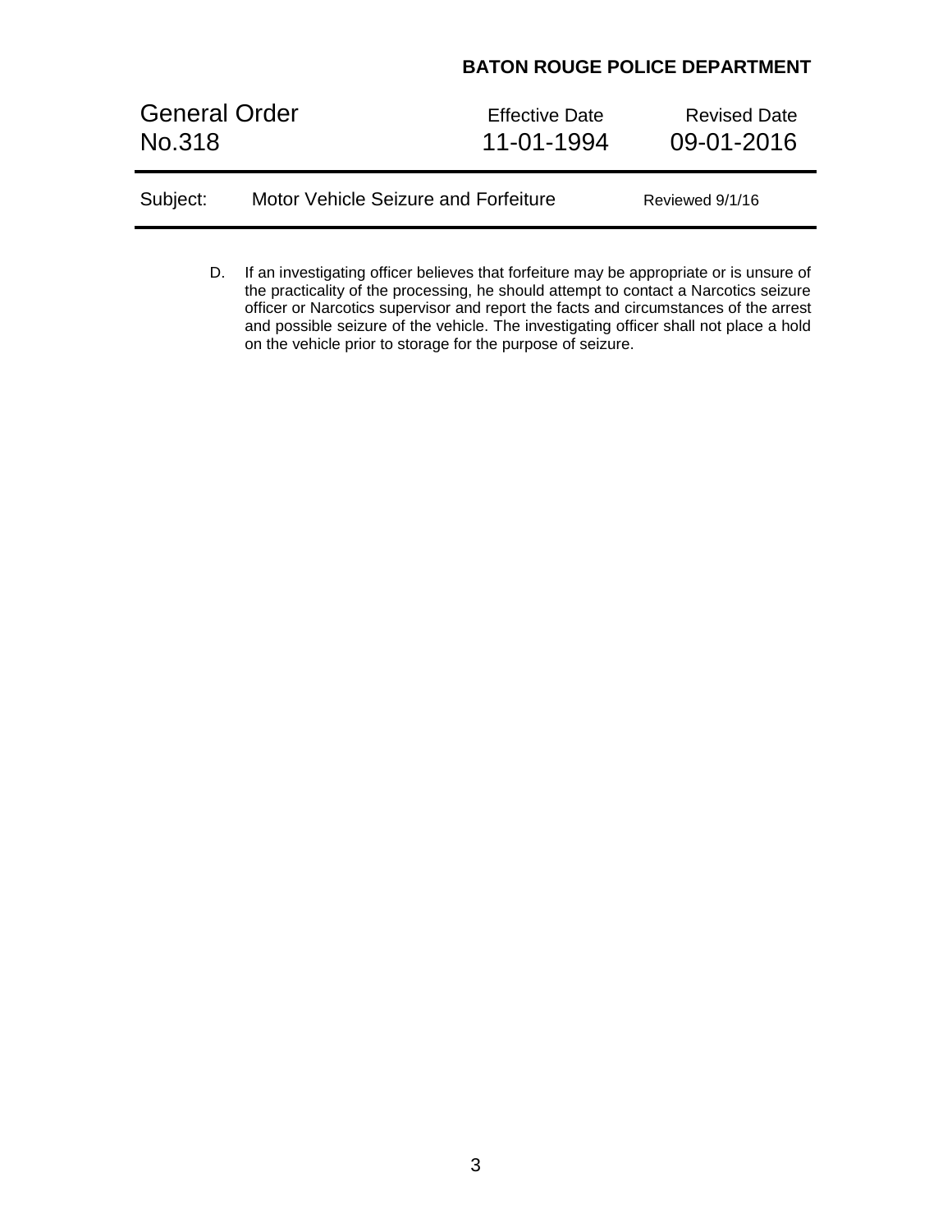D. If an investigating officer believes that forfeiture may be appropriate or is unsure of the practicality of the processing, he should attempt to contact a Narcotics seizure officer or Narcotics supervisor and report the facts and circumstances of the arrest and possible seizure of the vehicle. The investigating officer shall not place a hold on the vehicle prior to storage for the purpose of seizure.